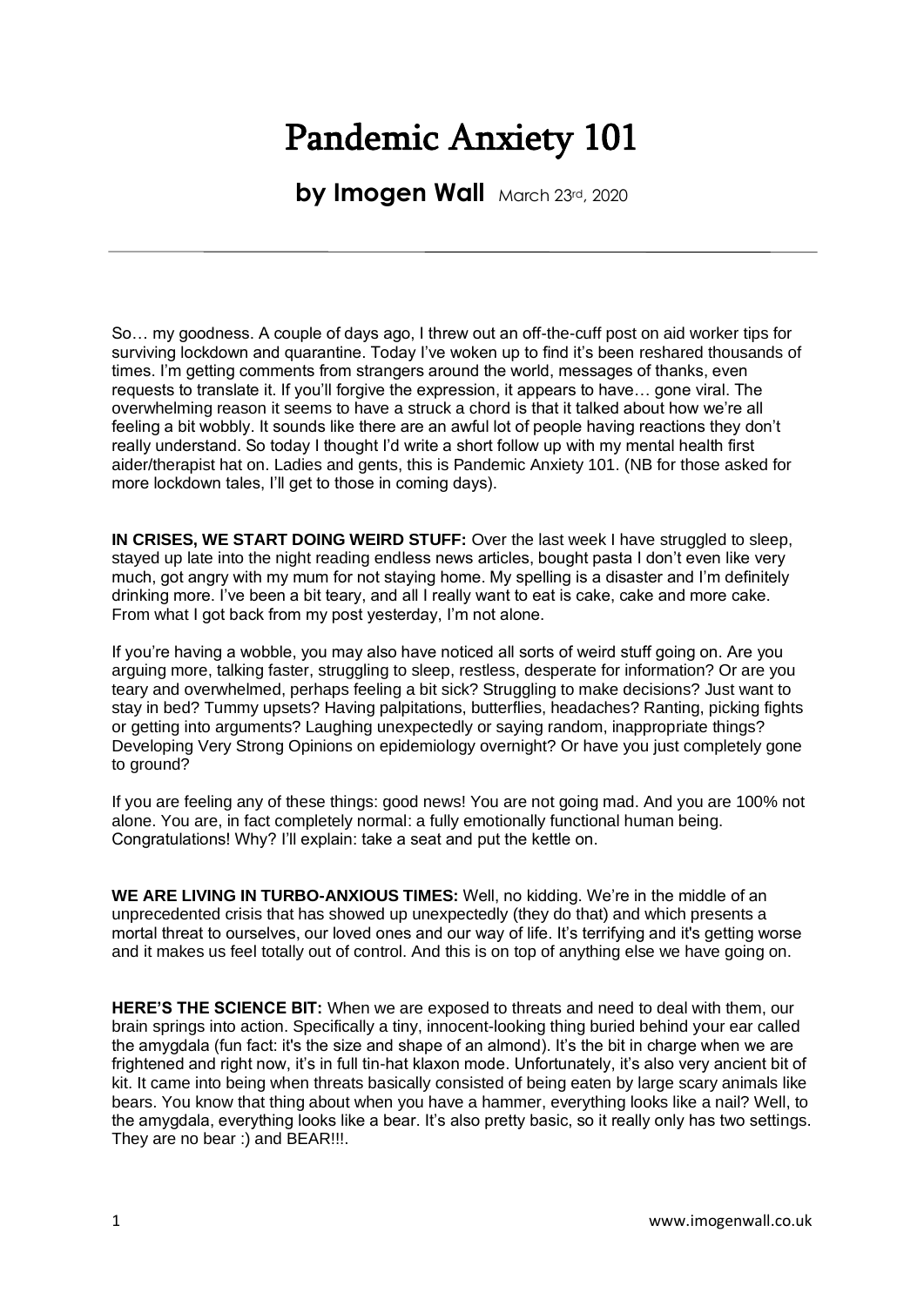# Pandemic Anxiety 101

**by Imogen Wall** March 23rd, 2020

---

So… my goodness. A couple of days ago, I threw out an off-the-cuff post on aid worker tips for surviving lockdown and quarantine. Today I've woken up to find it's been reshared thousands of times. I'm getting comments from strangers around the world, messages of thanks, even requests to translate it. If you'll forgive the expression, it appears to have… gone viral. The overwhelming reason it seems to have a struck a chord is that it talked about how we're all feeling a bit wobbly. It sounds like there are an awful lot of people having reactions they don't really understand. So today I thought I'd write a short follow up with my mental health first aider/therapist hat on. Ladies and gents, this is Pandemic Anxiety 101. (NB for those asked for more lockdown tales, I'll get to those in coming days).

**IN CRISES, WE START DOING WEIRD STUFF:** Over the last week I have struggled to sleep, stayed up late into the night reading endless news articles, bought pasta I don't even like very much, got angry with my mum for not staying home. My spelling is a disaster and I'm definitely drinking more. I've been a bit teary, and all I really want to eat is cake, cake and more cake. From what I got back from my post yesterday, I'm not alone.

If you're having a wobble, you may also have noticed all sorts of weird stuff going on. Are you arguing more, talking faster, struggling to sleep, restless, desperate for information? Or are you teary and overwhelmed, perhaps feeling a bit sick? Struggling to make decisions? Just want to stay in bed? Tummy upsets? Having palpitations, butterflies, headaches? Ranting, picking fights or getting into arguments? Laughing unexpectedly or saying random, inappropriate things? Developing Very Strong Opinions on epidemiology overnight? Or have you just completely gone to ground?

If you are feeling any of these things: good news! You are not going mad. And you are 100% not alone. You are, in fact completely normal: a fully emotionally functional human being. Congratulations! Why? I'll explain: take a seat and put the kettle on.

**WE ARE LIVING IN TURBO-ANXIOUS TIMES:** Well, no kidding. We're in the middle of an unprecedented crisis that has showed up unexpectedly (they do that) and which presents a mortal threat to ourselves, our loved ones and our way of life. It's terrifying and it's getting worse and it makes us feel totally out of control. And this is on top of anything else we have going on.

**HERE'S THE SCIENCE BIT:** When we are exposed to threats and need to deal with them, our brain springs into action. Specifically a tiny, innocent-looking thing buried behind your ear called the amygdala (fun fact: it's the size and shape of an almond). It's the bit in charge when we are frightened and right now, it's in full tin-hat klaxon mode. Unfortunately, it's also very ancient bit of kit. It came into being when threats basically consisted of being eaten by large scary animals like bears. You know that thing about when you have a hammer, everything looks like a nail? Well, to the amygdala, everything looks like a bear. It's also pretty basic, so it really only has two settings. They are no bear :) and BEAR!!!.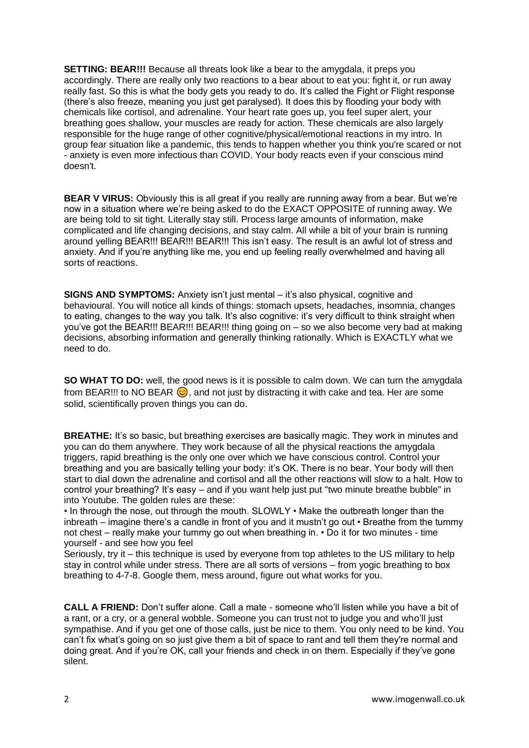**SETTING: BEAR!!!** Because all threats look like a bear to the amygdala, it preps you accordingly. There are really only two reactions to a bear about to eat you: fight it, or run away really fast. So this is what the body gets you ready to do. It's called the Fight or Flight response (there's also freeze, meaning you just get paralysed). It does this by flooding your body with chemicals like cortisol, and adrenaline. Your heart rate goes up, you feel super alert, your breathing goes shallow, your muscles are ready for action. These chemicals are also largely responsible for the huge range of other cognitive/physical/emotional reactions in my intro. In group fear situation like a pandemic, this tends to happen whether you think you're scared or not - anxiety is even more infectious than COVID. Your body reacts even if your conscious mind doesn't.

**BEAR V VIRUS:** Obviously this is all great if you really are running away from a bear. But we're now in a situation where we're being asked to do the EXACT OPPOSITE of running away. We are being told to sit tight. Literally stay still. Process large amounts of information, make complicated and life changing decisions, and stay calm. All while a bit of your brain is running around yelling BEAR!!! BEAR!!! BEAR!!! This isn't easy. The result is an awful lot of stress and anxiety. And if you're anything like me, you end up feeling really overwhelmed and having all sorts of reactions.

**SIGNS AND SYMPTOMS:** Anxiety isn't just mental – it's also physical, cognitive and behavioural. You will notice all kinds of things: stomach upsets, headaches, insomnia, changes to eating, changes to the way you talk. It's also cognitive: it's very difficult to think straight when you've got the BEAR!!! BEAR!!! BEAR!!! thing going on – so we also become very bad at making decisions, absorbing information and generally thinking rationally. Which is EXACTLY what we need to do.

**SO WHAT TO DO:** well, the good news is it is possible to calm down. We can turn the amygdala from BEAR!!! to NO BEAR 😊, and not just by distracting it with cake and tea. Her are some solid, scientifically proven things you can do.

**BREATHE:** It's so basic, but breathing exercises are basically magic. They work in minutes and you can do them anywhere. They work because of all the physical reactions the amygdala triggers, rapid breathing is the only one over which we have conscious control. Control your breathing and you are basically telling your body: it's OK. There is no bear. Your body will then start to dial down the adrenaline and cortisol and all the other reactions will slow to a halt. How to control your breathing? It's easy – and if you want help just put "two minute breathe bubble" in into Youtube. The golden rules are these:

- In through the nose, out through the mouth. SLOWLY
- Make the outbreath longer than the inbreath – imagine there's a candle in front of you and it mustn't go out
- Breathe from the tummy not chest – really make your tummy go out when breathing in.
- Do it for two minutes - time yourself - and see how you feel

Seriously, try it – this technique is used by everyone from top athletes to the US military to help stay in control while under stress. There are all sorts of versions – from yogic breathing to box breathing to 4-7-8. Google them, mess around, figure out what works for you.

**CALL A FRIEND:** Don't suffer alone. Call a mate - someone who'll listen while you have a bit of a rant, or a cry, or a general wobble. Someone you can trust not to judge you and who'll just sympathise. And if you get one of those calls, just be nice to them. You only need to be kind. You can't fix what's going on so just give them a bit of space to rant and tell them they're normal and doing great. And if you're OK, call your friends and check in on them. Especially if they've gone silent.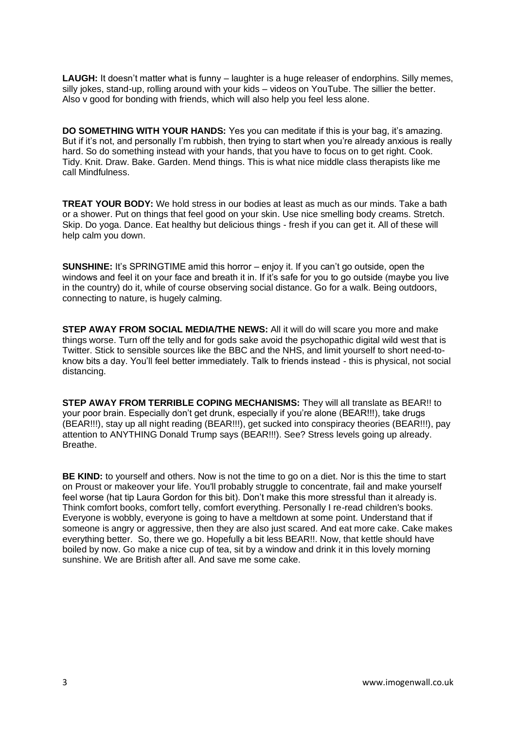**LAUGH:** It doesn't matter what is funny – laughter is a huge releaser of endorphins. Silly memes, silly jokes, stand-up, rolling around with your kids – videos on YouTube. The sillier the better. Also v good for bonding with friends, which will also help you feel less alone.

**DO SOMETHING WITH YOUR HANDS:** Yes you can meditate if this is your bag, it's amazing. But if it's not, and personally I'm rubbish, then trying to start when you're already anxious is really hard. So do something instead with your hands, that you have to focus on to get right. Cook. Tidy. Knit. Draw. Bake. Garden. Mend things. This is what nice middle class therapists like me call Mindfulness.

**TREAT YOUR BODY:** We hold stress in our bodies at least as much as our minds. Take a bath or a shower. Put on things that feel good on your skin. Use nice smelling body creams. Stretch. Skip. Do yoga. Dance. Eat healthy but delicious things - fresh if you can get it. All of these will help calm you down.

**SUNSHINE:** It's SPRINGTIME amid this horror – enjoy it. If you can't go outside, open the windows and feel it on your face and breath it in. If it's safe for you to go outside (maybe you live in the country) do it, while of course observing social distance. Go for a walk. Being outdoors, connecting to nature, is hugely calming.

**STEP AWAY FROM SOCIAL MEDIA/THE NEWS:** All it will do will scare you more and make things worse. Turn off the telly and for gods sake avoid the psychopathic digital wild west that is Twitter. Stick to sensible sources like the BBC and the NHS, and limit yourself to short need-to-know bits a day. You'll feel better immediately. Talk to friends instead - this is physical, not social distancing.

**STEP AWAY FROM TERRIBLE COPING MECHANISMS:** They will all translate as BEAR!! to your poor brain. Especially don't get drunk, especially if you're alone (BEAR!!!), take drugs (BEAR!!!), stay up all night reading (BEAR!!!), get sucked into conspiracy theories (BEAR!!!), pay attention to ANYTHING Donald Trump says (BEAR!!!). See? Stress levels going up already. Breathe.

**BE KIND:** to yourself and others. Now is not the time to go on a diet. Nor is this the time to start on Proust or makeover your life. You'll probably struggle to concentrate, fail and make yourself feel worse (hat tip Laura Gordon for this bit). Don't make this more stressful than it already is. Think comfort books, comfort telly, comfort everything. Personally I re-read children's books. Everyone is wobbly, everyone is going to have a meltdown at some point. Understand that if someone is angry or aggressive, then they are also just scared. And eat more cake. Cake makes everything better. So, there we go. Hopefully a bit less BEAR!!. Now, that kettle should have boiled by now. Go make a nice cup of tea, sit by a window and drink it in this lovely morning sunshine. We are British after all. And save me some cake.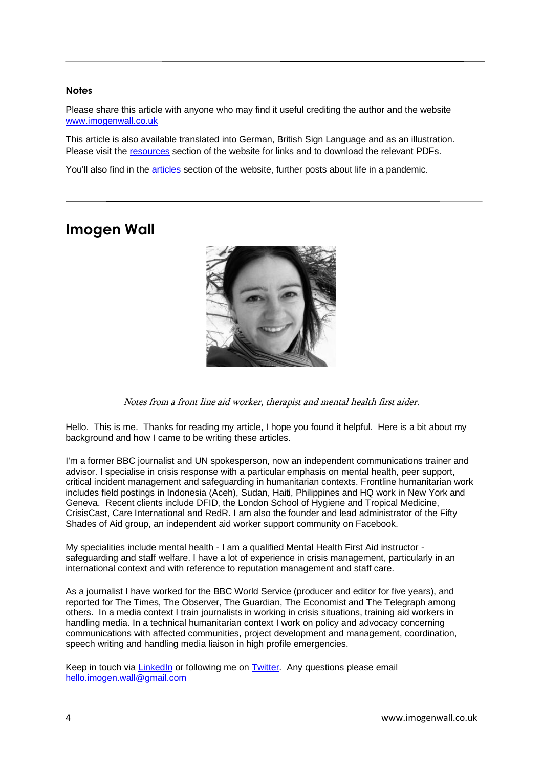**Notes**

Please share this article with anyone who may find it useful crediting the author and the website www.imogenwall.co.uk

This article is also available translated into German, British Sign Language and as an illustration. Please visit the resources section of the website for links and to download the relevant PDFs.

You'll also find in the articles section of the website, further posts about life in a pandemic.

---

## Imogen Wall

*Notes from a front line aid worker, therapist and mental health first aider.*

Hello. This is me. Thanks for reading my article, I hope you found it helpful. Here is a bit about my background and how I came to be writing these articles.

I'm a former BBC journalist and UN spokesperson, now an independent communications trainer and advisor. I specialise in crisis response with a particular emphasis on mental health, peer support, critical incident management and safeguarding in humanitarian contexts. Frontline humanitarian work includes field postings in Indonesia (Aceh), Sudan, Haiti, Philippines and HQ work in New York and Geneva. Recent clients include DFID, the London School of Hygiene and Tropical Medicine, CrisisCast, Care International and RedR. I am also the founder and lead administrator of the Fifty Shades of Aid group, an independent aid worker support community on Facebook.

My specialities include mental health - I am a qualified Mental Health First Aid instructor - safeguarding and staff welfare. I have a lot of experience in crisis management, particularly in an international context and with reference to reputation management and staff care.

As a journalist I have worked for the BBC World Service (producer and editor for five years), and reported for The Times, The Observer, The Guardian, The Economist and The Telegraph among others. In a media context I train journalists in working in crisis situations, training aid workers in handling media. In a technical humanitarian context I work on policy and advocacy concerning communications with affected communities, project development and management, coordination, speech writing and handling media liaison in high profile emergencies.

Keep in touch via LinkedIn or following me on Twitter. Any questions please email hello.imogen.wall@gmail.com